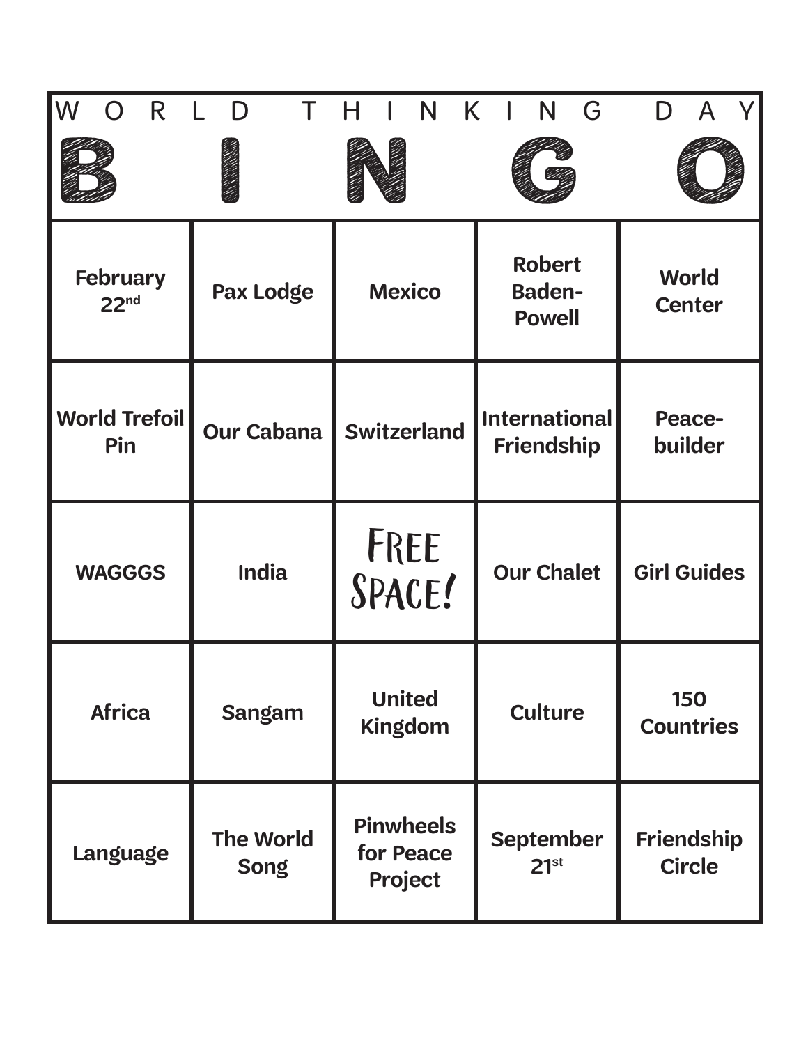# WORLD THINKING DAY

| B | I | N | G | O |
| --- | --- | --- | --- | --- |
| **February 22nd** | **Pax Lodge** | **Mexico** | **Robert Baden-Powell** | **World Center** |
| **World Trefoil Pin** | **Our Cabana** | **Switzerland** | **International Friendship** | **Peace-builder** |
| **WAGGGS** | **India** | FREE SPACE! | **Our Chalet** | **Girl Guides** |
| **Africa** | **Sangam** | **United Kingdom** | **Culture** | **150 Countries** |
| **Language** | **The World Song** | **Pinwheels for Peace Project** | **September 21st** | **Friendship Circle** |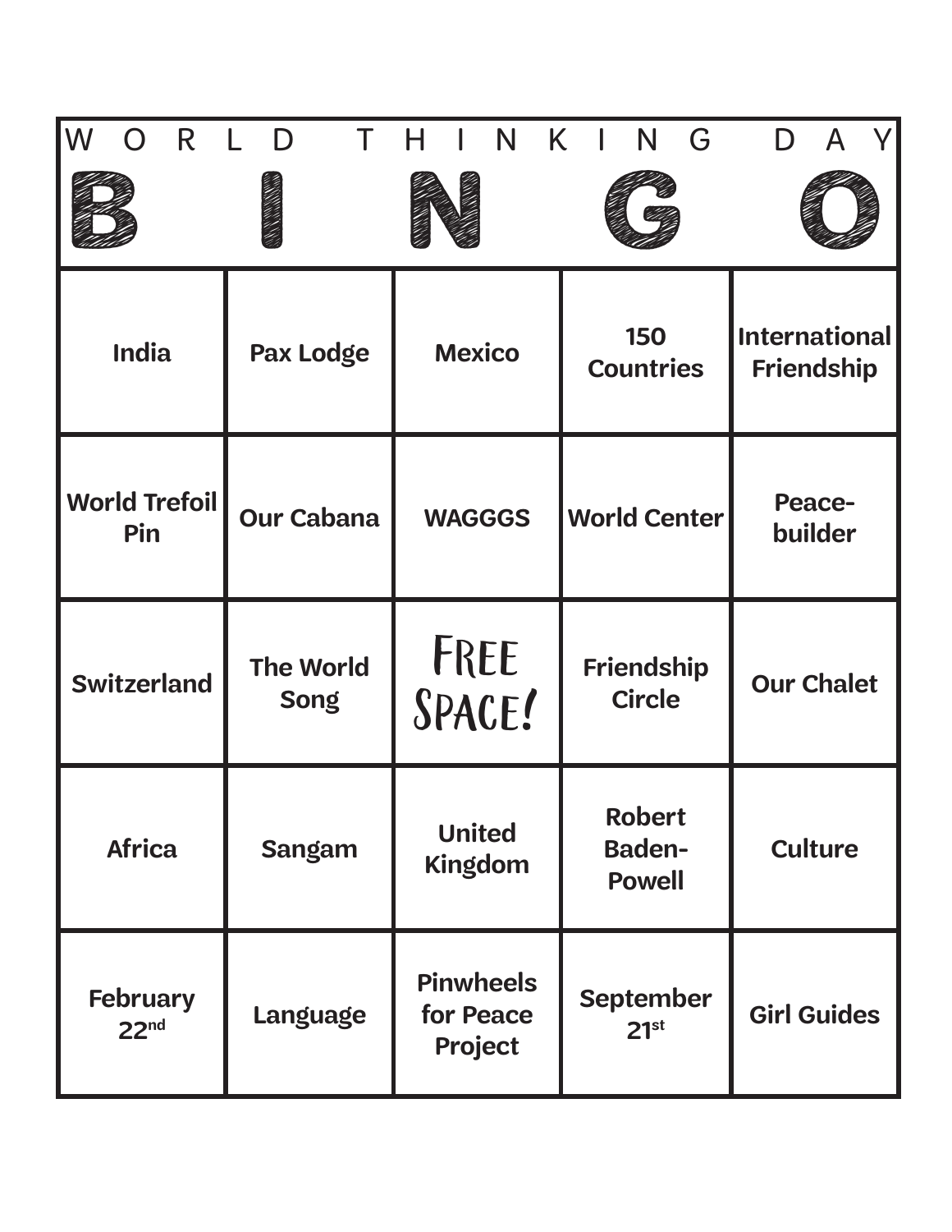# WORLD THINKING DAY

| B | I | N | G | O |
| --- | --- | --- | --- | --- |
| **India** | **Pax Lodge** | **Mexico** | **150 Countries** | **International Friendship** |
| **World Trefoil Pin** | **Our Cabana** | **WAGGGS** | **World Center** | **Peace-builder** |
| **Switzerland** | **The World Song** | FREE SPACE! | **Friendship Circle** | **Our Chalet** |
| **Africa** | **Sangam** | **United Kingdom** | **Robert Baden-Powell** | **Culture** |
| **February 22nd** | **Language** | **Pinwheels for Peace Project** | **September 21st** | **Girl Guides** |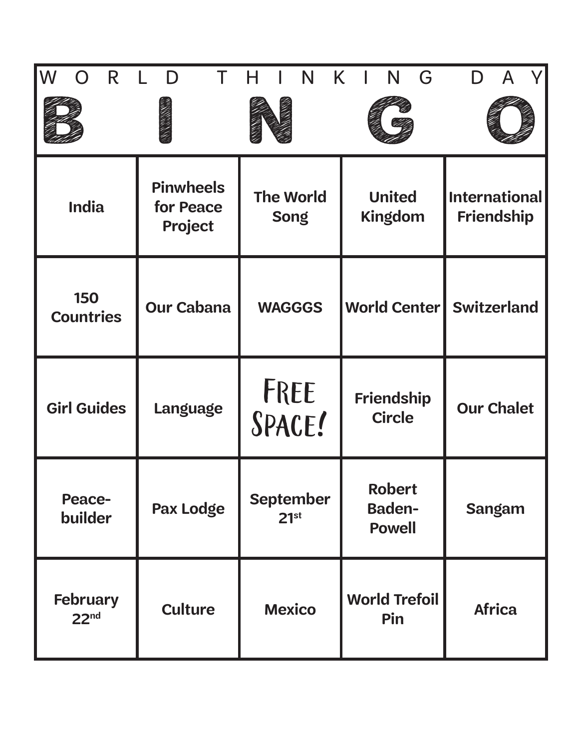# WORLD THINKING DAY

| B | I | N | G | O |
|---|---|---|---|---|
| India | Pinwheels for Peace Project | The World Song | United Kingdom | International Friendship |
| 150 Countries | Our Cabana | WAGGGS | World Center | Switzerland |
| Girl Guides | Language | FREE SPACE! | Friendship Circle | Our Chalet |
| Peace-builder | Pax Lodge | September 21st | Robert Baden-Powell | Sangam |
| February 22nd | Culture | Mexico | World Trefoil Pin | Africa |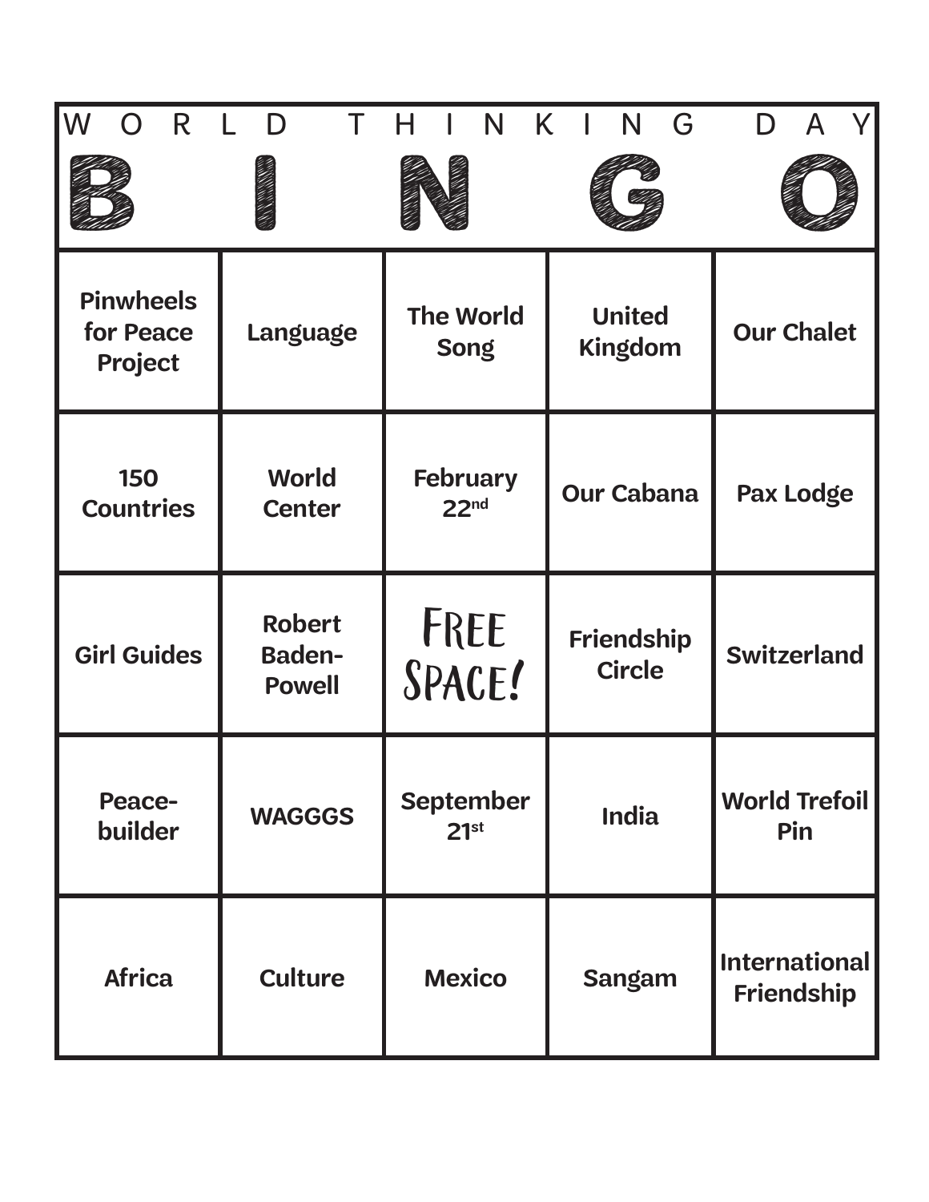# WORLD THINKING DAY

# BINGO

| B | I | N | G | O |
| --- | --- | --- | --- | --- |
| Pinwheels for Peace Project | Language | The World Song | United Kingdom | Our Chalet |
| 150 Countries | World Center | February 22nd | Our Cabana | Pax Lodge |
| Girl Guides | Robert Baden-Powell | FREE SPACE! | Friendship Circle | Switzerland |
| Peace-builder | WAGGGS | September 21st | India | World Trefoil Pin |
| Africa | Culture | Mexico | Sangam | International Friendship |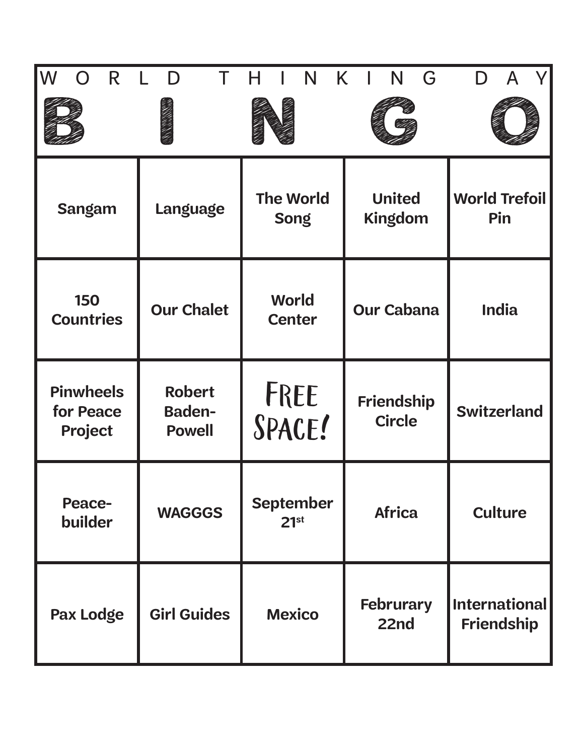# WORLD THINKING DAY

# BINGO

| B | I | N | G | O |
| --- | --- | --- | --- | --- |
| Sangam | Language | The World Song | United Kingdom | World Trefoil Pin |
| 150 Countries | Our Chalet | World Center | Our Cabana | India |
| Pinwheels for Peace Project | Robert Baden-Powell | FREE SPACE! | Friendship Circle | Switzerland |
| Peace-builder | WAGGGS | September 21st | Africa | Culture |
| Pax Lodge | Girl Guides | Mexico | Februrary 22nd | International Friendship |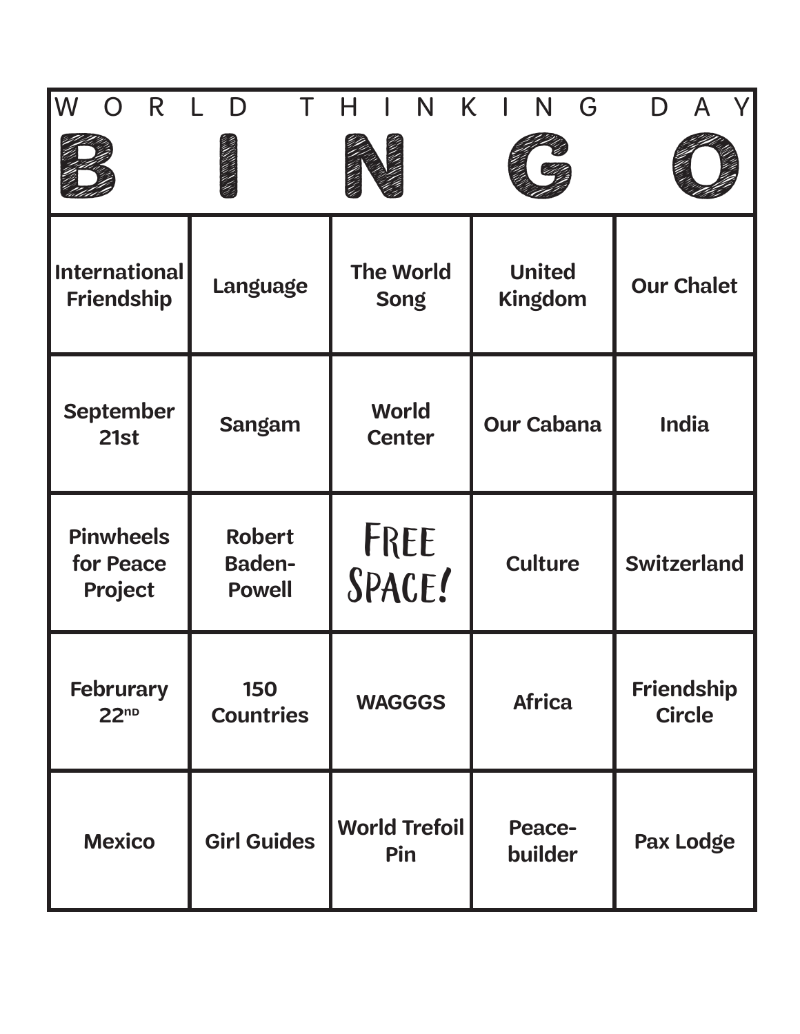# WORLD THINKING DAY BINGO

| B | I | N | G | O |
| --- | --- | --- | --- | --- |
| International Friendship | Language | The World Song | United Kingdom | Our Chalet |
| September 21st | Sangam | World Center | Our Cabana | India |
| Pinwheels for Peace Project | Robert Baden-Powell | FREE SPACE! | Culture | Switzerland |
| Februrary 22nd | 150 Countries | WAGGGS | Africa | Friendship Circle |
| Mexico | Girl Guides | World Trefoil Pin | Peace-builder | Pax Lodge |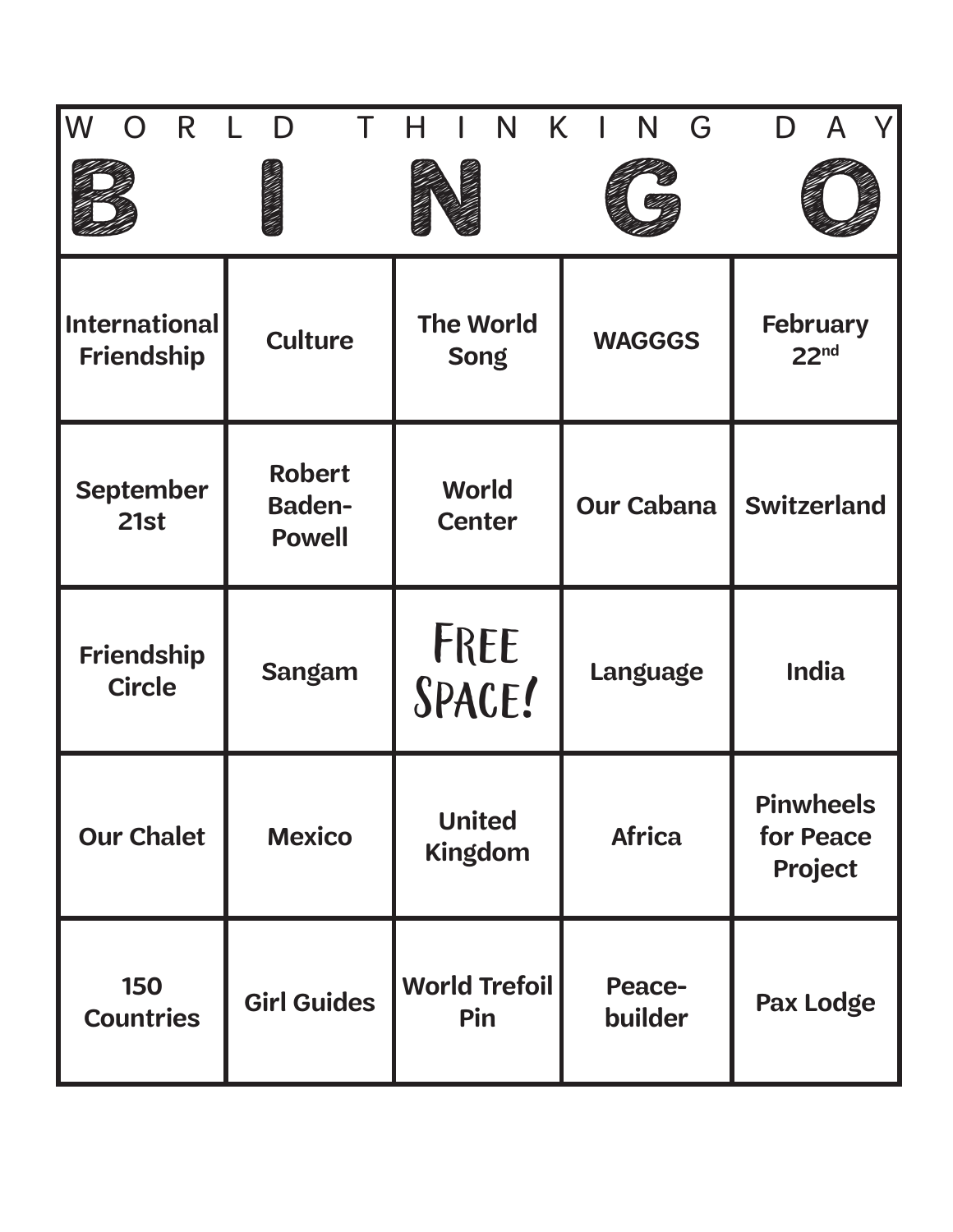# WORLD THINKING DAY

| B | I | N | G | O |
|---|---|---|---|---|
| International Friendship | Culture | The World Song | WAGGGS | February 22nd |
| September 21st | Robert Baden-Powell | World Center | Our Cabana | Switzerland |
| Friendship Circle | Sangam | FREE SPACE! | Language | India |
| Our Chalet | Mexico | United Kingdom | Africa | Pinwheels for Peace Project |
| 150 Countries | Girl Guides | World Trefoil Pin | Peace-builder | Pax Lodge |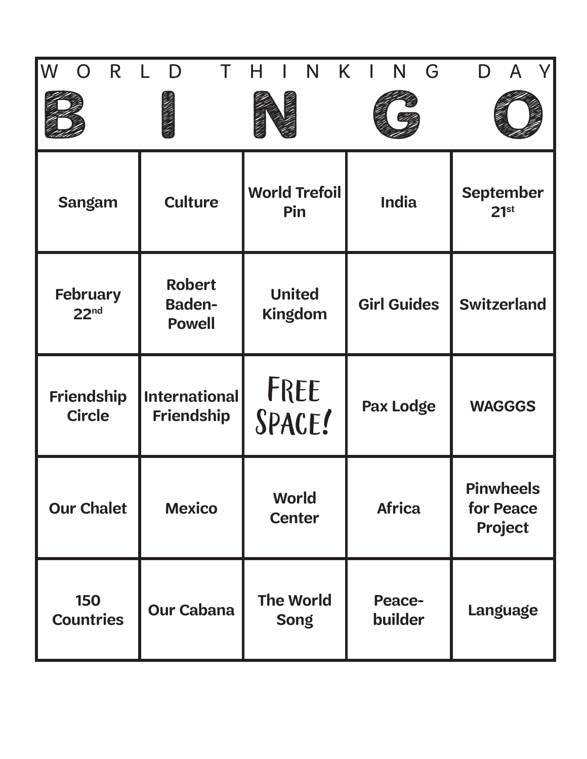# WORLD THINKING DAY

| B | I | N | G | O |
|---|---|---|---|---|
| Sangam | Culture | World Trefoil Pin | India | September 21st |
| February 22nd | Robert Baden-Powell | United Kingdom | Girl Guides | Switzerland |
| Friendship Circle | International Friendship | FREE SPACE! | Pax Lodge | WAGGGS |
| Our Chalet | Mexico | World Center | Africa | Pinwheels for Peace Project |
| 150 Countries | Our Cabana | The World Song | Peace-builder | Language |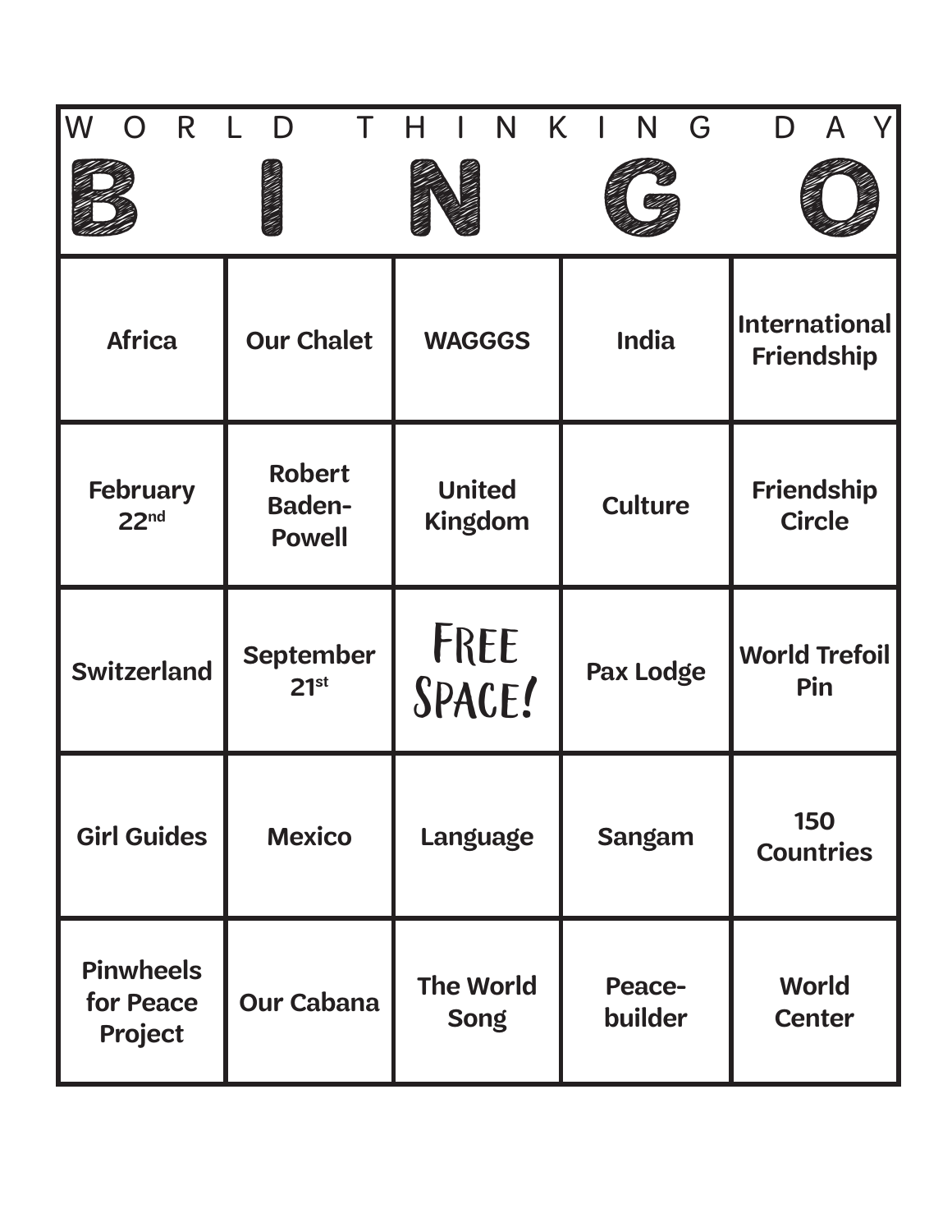# WORLD THINKING DAY

| B | I | N | G | O |
| --- | --- | --- | --- | --- |
| **Africa** | **Our Chalet** | **WAGGGS** | **India** | **International Friendship** |
| **February 22nd** | **Robert Baden-Powell** | **United Kingdom** | **Culture** | **Friendship Circle** |
| **Switzerland** | **September 21st** | FREE SPACE! | **Pax Lodge** | **World Trefoil Pin** |
| **Girl Guides** | **Mexico** | **Language** | **Sangam** | **150 Countries** |
| **Pinwheels for Peace Project** | **Our Cabana** | **The World Song** | **Peace-builder** | **World Center** |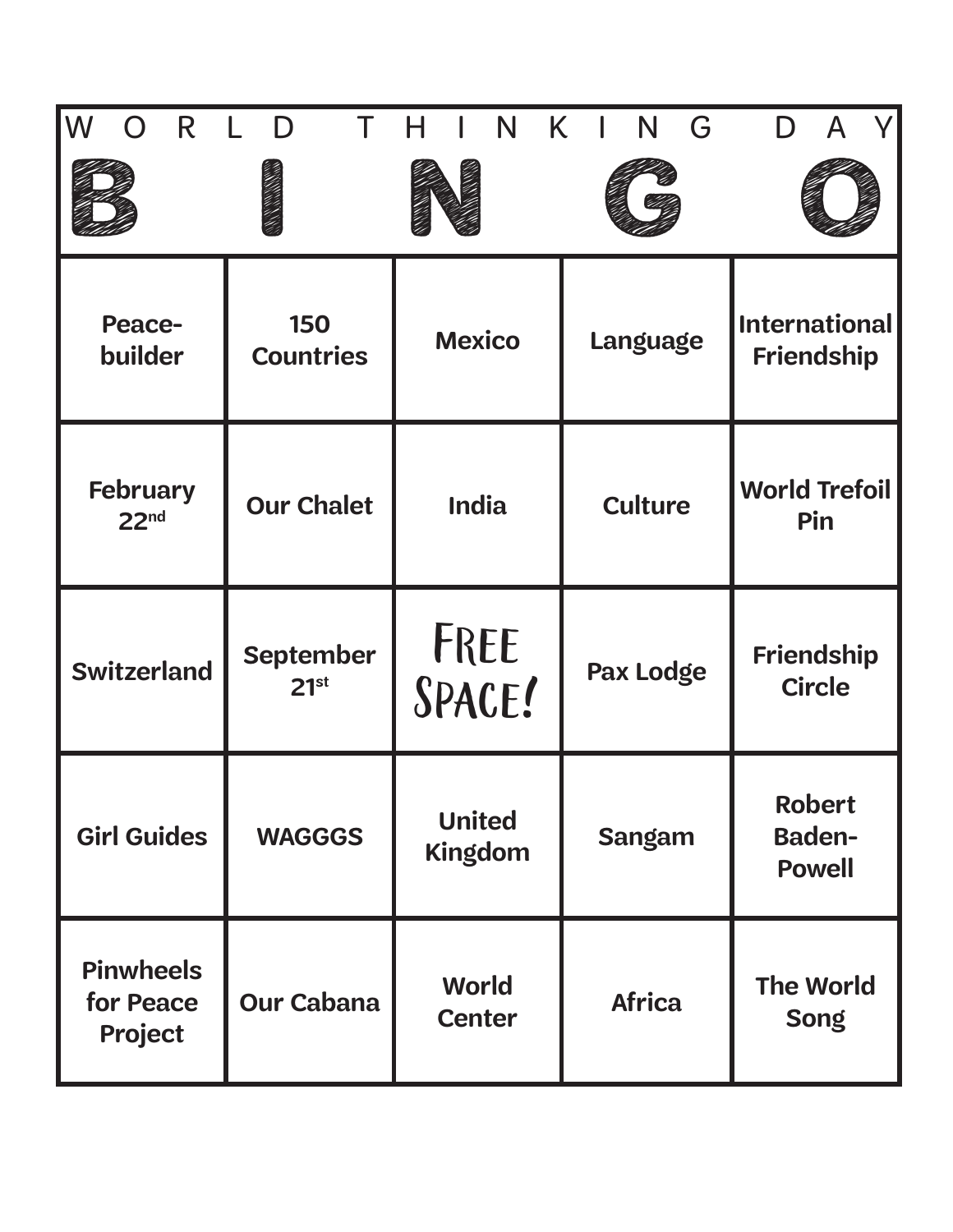# WORLD THINKING DAY

| B | I | N | G | O |
|---|---|---|---|---|
| Peace-builder | 150 Countries | Mexico | Language | International Friendship |
| February 22nd | Our Chalet | India | Culture | World Trefoil Pin |
| Switzerland | September 21st | FREE SPACE! | Pax Lodge | Friendship Circle |
| Girl Guides | WAGGGS | United Kingdom | Sangam | Robert Baden-Powell |
| Pinwheels for Peace Project | Our Cabana | World Center | Africa | The World Song |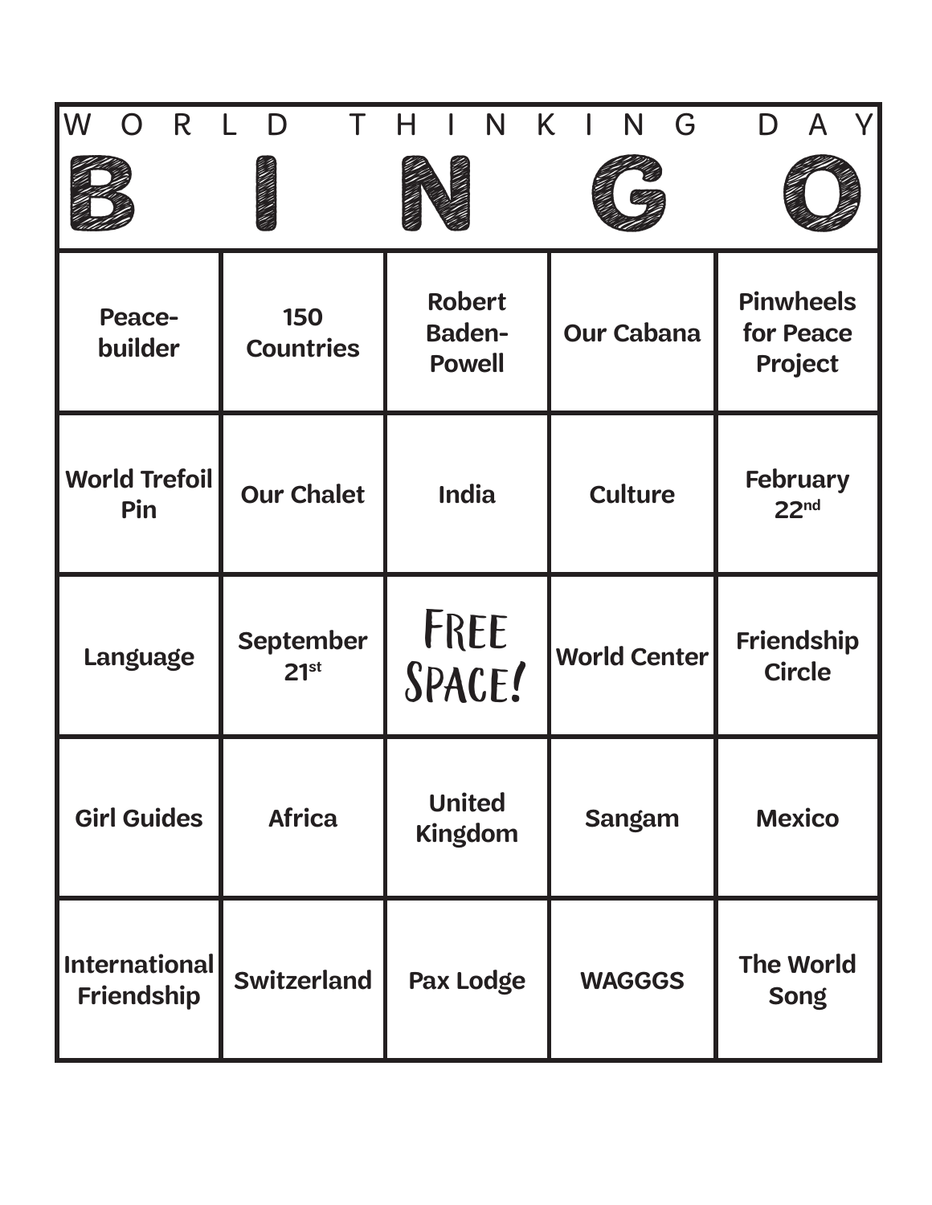# WORLD THINKING DAY

| B | I | N | G | O |
|---|---|---|---|---|
| Peace-builder | 150 Countries | Robert Baden-Powell | Our Cabana | Pinwheels for Peace Project |
| World Trefoil Pin | Our Chalet | India | Culture | February 22nd |
| Language | September 21st | FREE SPACE! | World Center | Friendship Circle |
| Girl Guides | Africa | United Kingdom | Sangam | Mexico |
| International Friendship | Switzerland | Pax Lodge | WAGGGS | The World Song |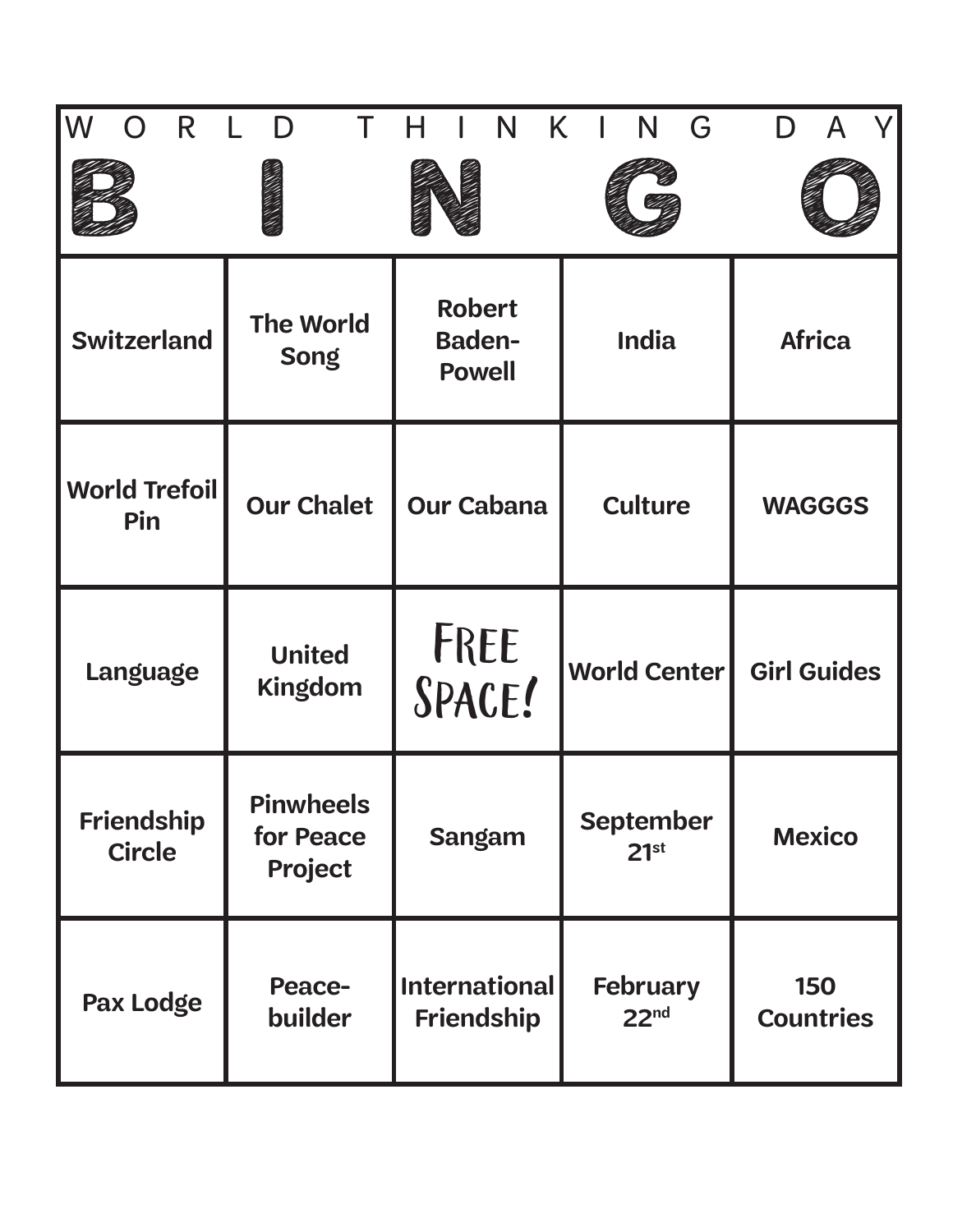# WORLD THINKING DAY

# BINGO

| B | I | N | G | O |
| --- | --- | --- | --- | --- |
| Switzerland | The World Song | Robert Baden-Powell | India | Africa |
| World Trefoil Pin | Our Chalet | Our Cabana | Culture | WAGGGS |
| Language | United Kingdom | FREE SPACE! | World Center | Girl Guides |
| Friendship Circle | Pinwheels for Peace Project | Sangam | September 21st | Mexico |
| Pax Lodge | Peace-builder | International Friendship | February 22nd | 150 Countries |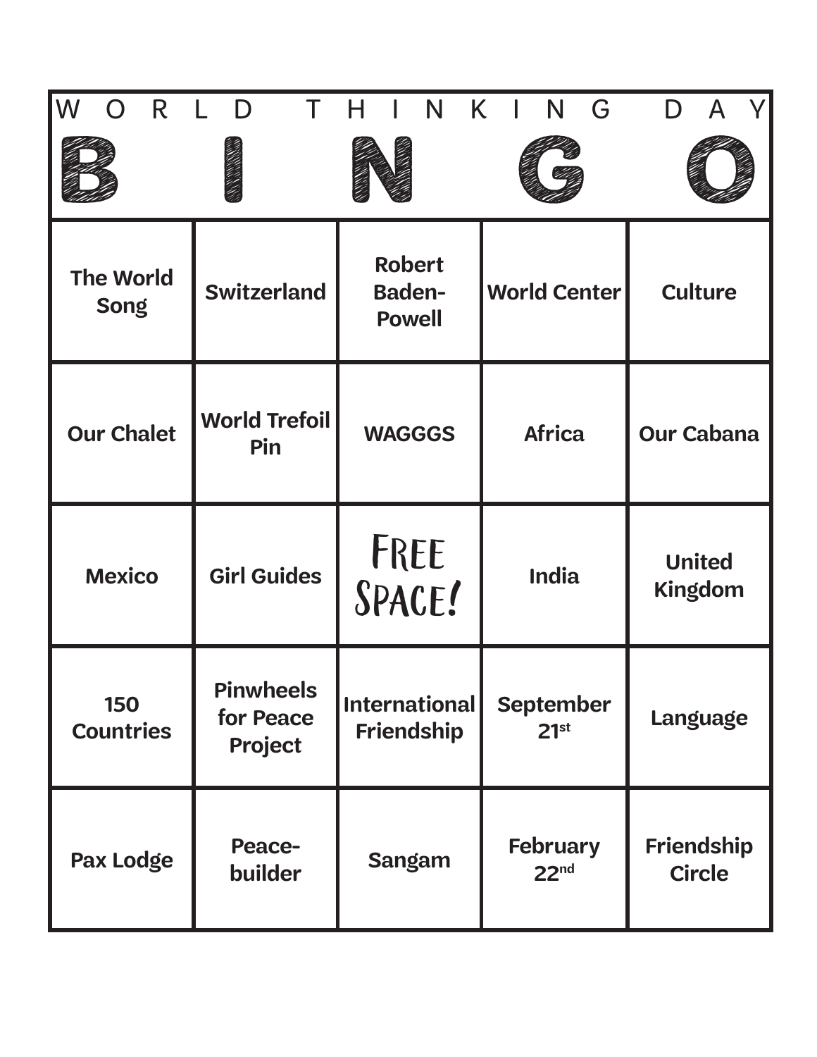# WORLD THINKING DAY

| B | I | N | G | O |
|---|---|---|---|---|
| The World Song | Switzerland | Robert Baden-Powell | World Center | Culture |
| Our Chalet | World Trefoil Pin | WAGGGS | Africa | Our Cabana |
| Mexico | Girl Guides | FREE SPACE! | India | United Kingdom |
| 150 Countries | Pinwheels for Peace Project | International Friendship | September 21st | Language |
| Pax Lodge | Peace-builder | Sangam | February 22nd | Friendship Circle |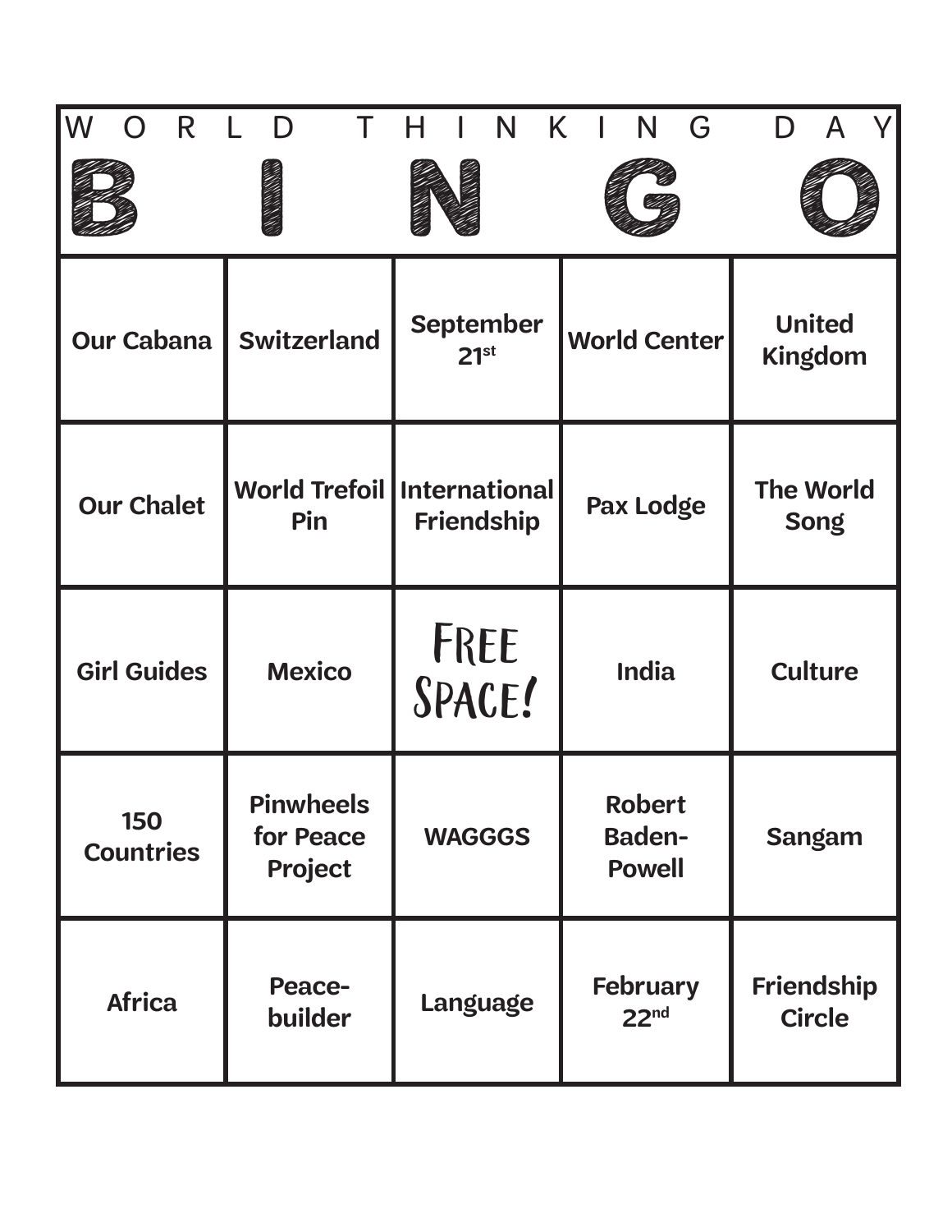# WORLD THINKING DAY BINGO

| B | I | N | G | O |
| --- | --- | --- | --- | --- |
| **Our Cabana** | **Switzerland** | **September 21st** | **World Center** | **United Kingdom** |
| **Our Chalet** | **World Trefoil Pin** | **International Friendship** | **Pax Lodge** | **The World Song** |
| **Girl Guides** | **Mexico** | FREE SPACE! | **India** | **Culture** |
| **150 Countries** | **Pinwheels for Peace Project** | **WAGGGS** | **Robert Baden-Powell** | **Sangam** |
| **Africa** | **Peace-builder** | **Language** | **February 22nd** | **Friendship Circle** |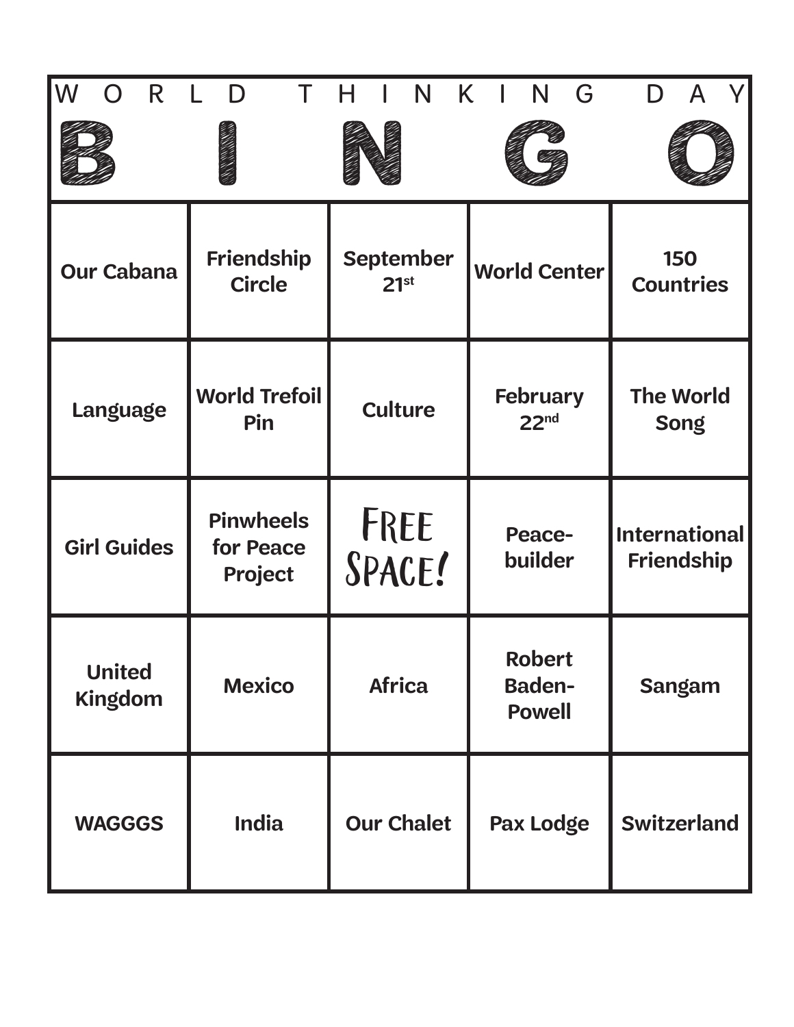# WORLD THINKING DAY

| B | I | N | G | O |
|---|---|---|---|---|
| Our Cabana | Friendship Circle | September 21st | World Center | 150 Countries |
| Language | World Trefoil Pin | Culture | February 22nd | The World Song |
| Girl Guides | Pinwheels for Peace Project | FREE SPACE! | Peace-builder | International Friendship |
| United Kingdom | Mexico | Africa | Robert Baden-Powell | Sangam |
| WAGGGS | India | Our Chalet | Pax Lodge | Switzerland |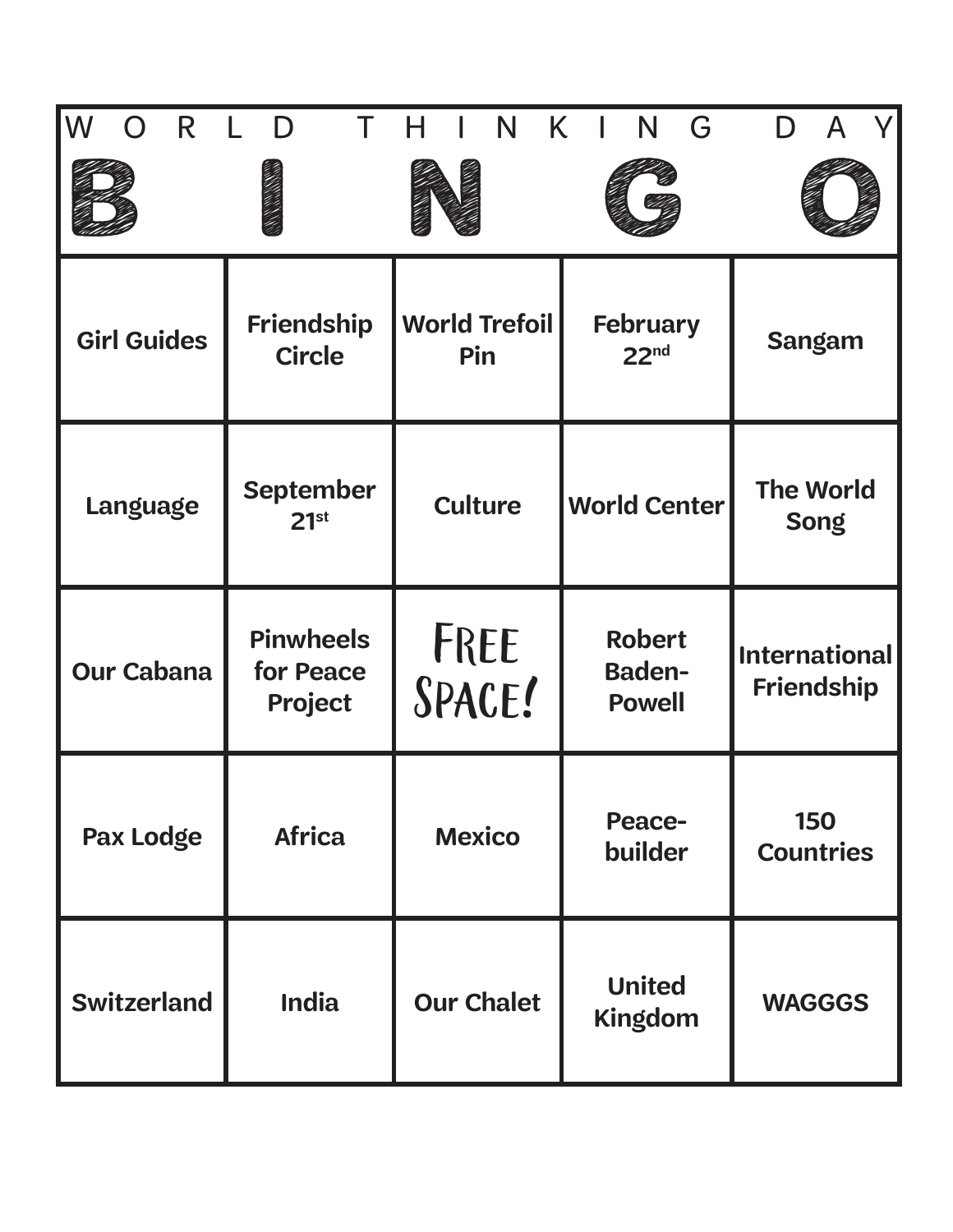# WORLD THINKING DAY

| B | I | N | G | O |
|---|---|---|---|---|
| Girl Guides | Friendship Circle | World Trefoil Pin | February 22nd | Sangam |
| Language | September 21st | Culture | World Center | The World Song |
| Our Cabana | Pinwheels for Peace Project | FREE SPACE! | Robert Baden-Powell | International Friendship |
| Pax Lodge | Africa | Mexico | Peace-builder | 150 Countries |
| Switzerland | India | Our Chalet | United Kingdom | WAGGGS |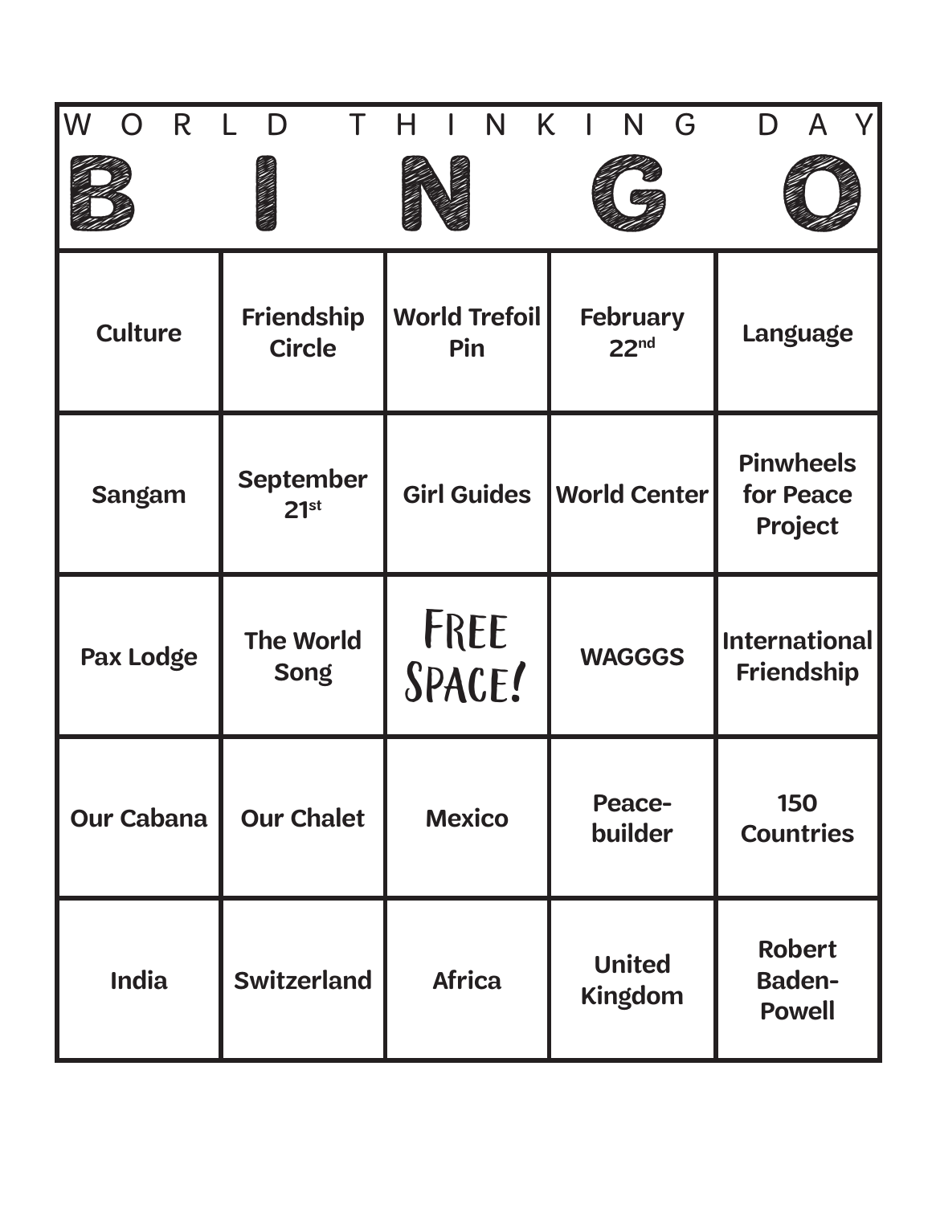# WORLD THINKING DAY

| B | I | N | G | O |
| --- | --- | --- | --- | --- |
| Culture | Friendship Circle | World Trefoil Pin | February 22nd | Language |
| Sangam | September 21st | Girl Guides | World Center | Pinwheels for Peace Project |
| Pax Lodge | The World Song | FREE SPACE! | WAGGGS | International Friendship |
| Our Cabana | Our Chalet | Mexico | Peace-builder | 150 Countries |
| India | Switzerland | Africa | United Kingdom | Robert Baden-Powell |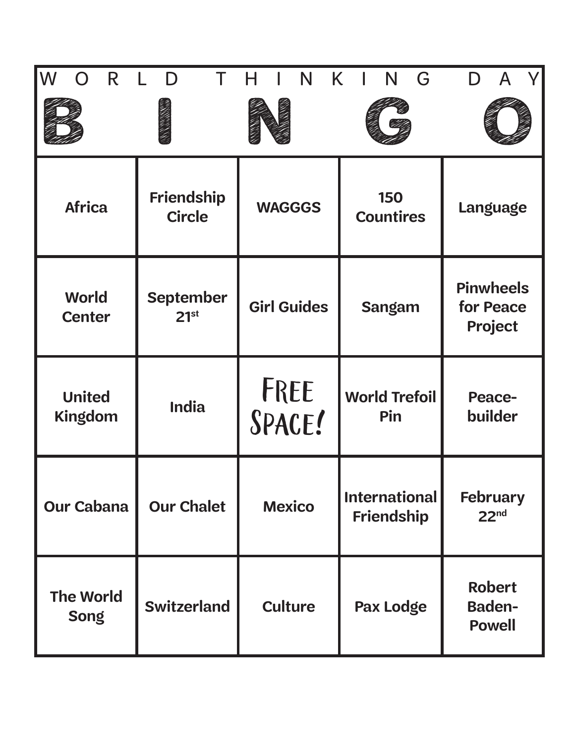# WORLD THINKING DAY

| B | I | N | G | O |
|---|---|---|---|---|
| Africa | Friendship Circle | WAGGGS | 150 Countires | Language |
| World Center | September 21st | Girl Guides | Sangam | Pinwheels for Peace Project |
| United Kingdom | India | FREE SPACE! | World Trefoil Pin | Peace-builder |
| Our Cabana | Our Chalet | Mexico | International Friendship | February 22nd |
| The World Song | Switzerland | Culture | Pax Lodge | Robert Baden-Powell |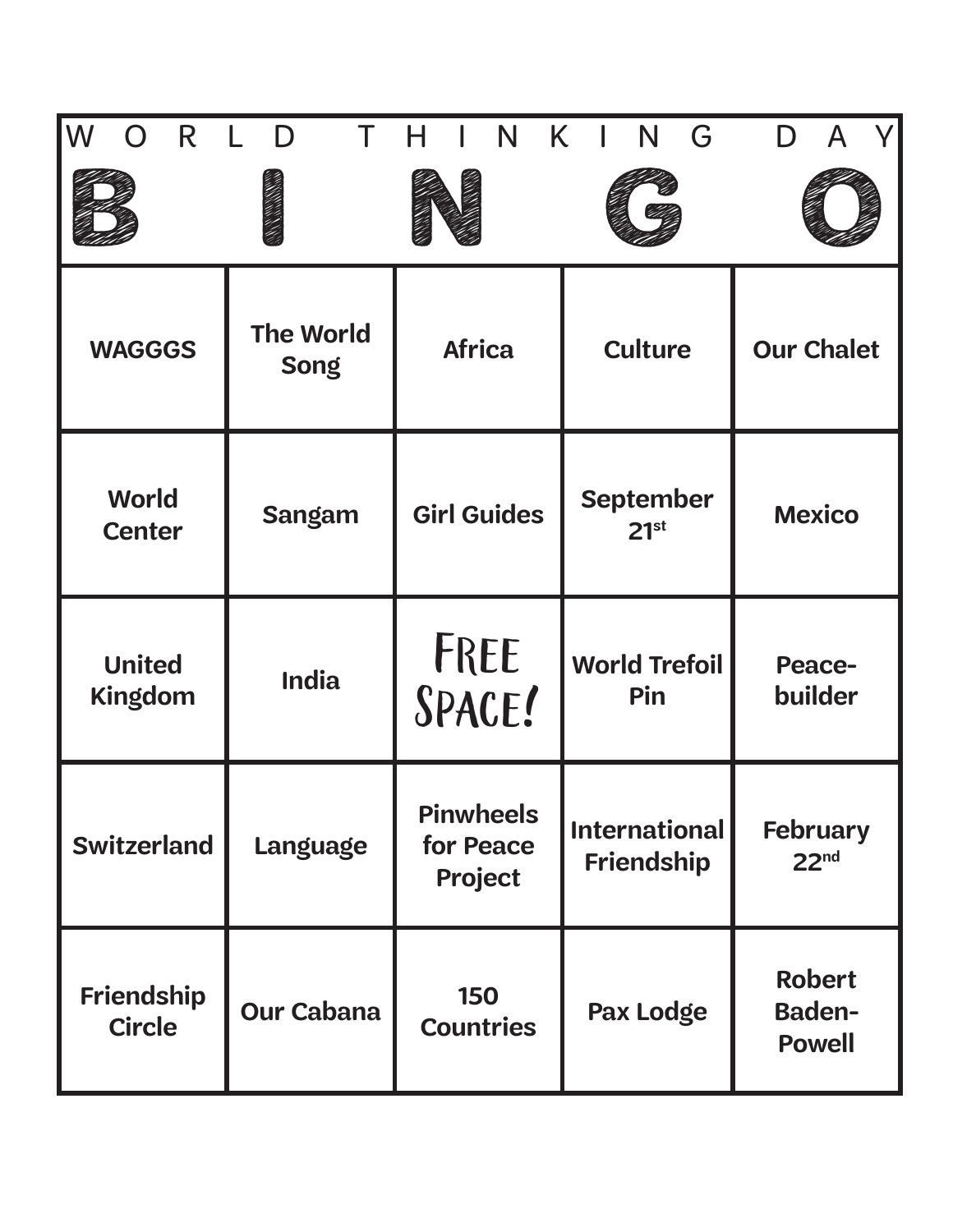W O R L D T H I N K I N G D A Y

# BINGO

| B | I | N | G | O |
|---|---|---|---|---|
| WAGGGS | The World Song | Africa | Culture | Our Chalet |
| World Center | Sangam | Girl Guides | September 21st | Mexico |
| United Kingdom | India | FREE SPACE! | World Trefoil Pin | Peace-builder |
| Switzerland | Language | Pinwheels for Peace Project | International Friendship | February 22nd |
| Friendship Circle | Our Cabana | 150 Countries | Pax Lodge | Robert Baden-Powell |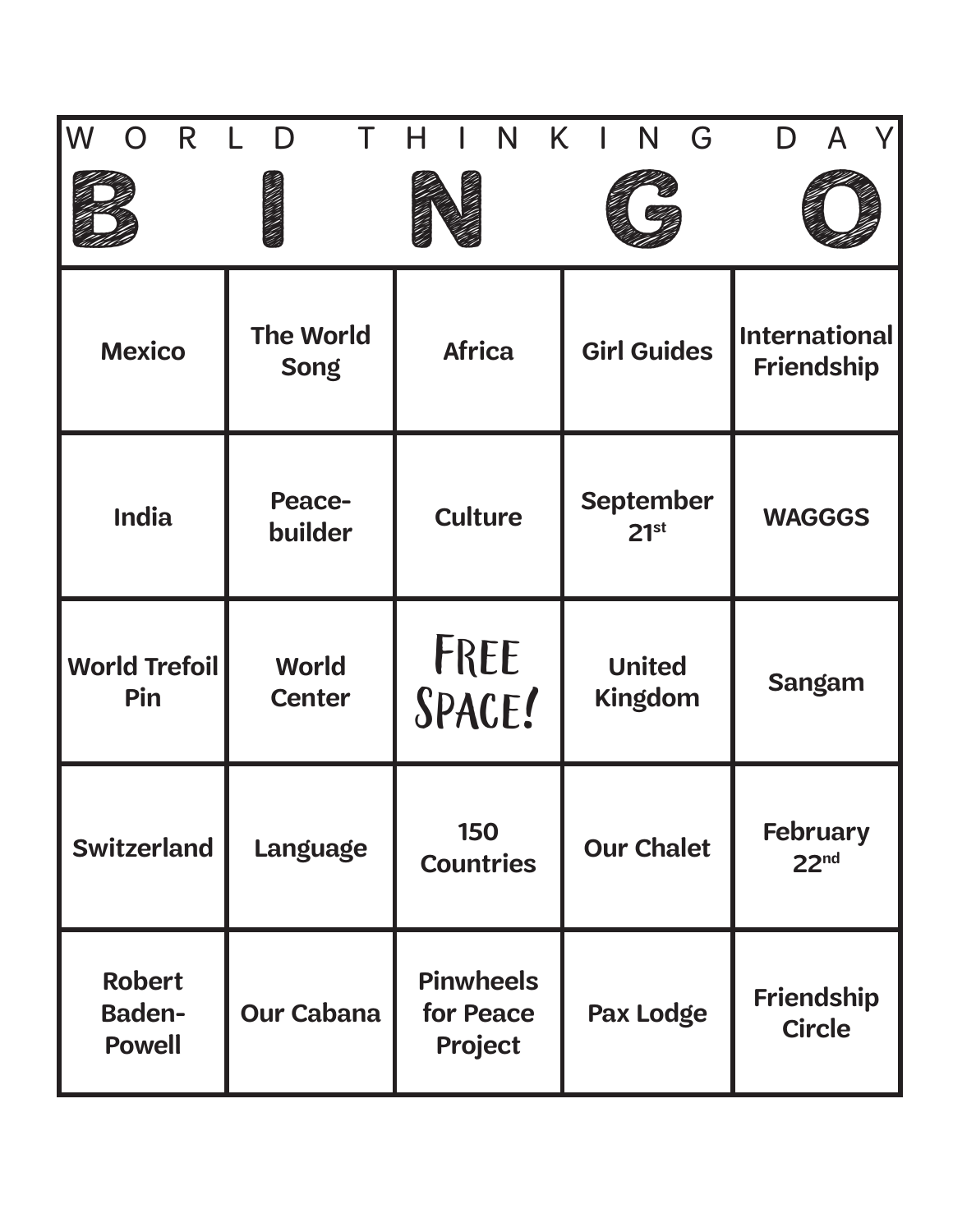WORLD THINKING DAY

# BINGO

| B | I | N | G | O |
|---|---|---|---|---|
| Mexico | The World Song | Africa | Girl Guides | International Friendship |
| India | Peace-builder | Culture | September 21st | WAGGGS |
| World Trefoil Pin | World Center | FREE SPACE! | United Kingdom | Sangam |
| Switzerland | Language | 150 Countries | Our Chalet | February 22nd |
| Robert Baden-Powell | Our Cabana | Pinwheels for Peace Project | Pax Lodge | Friendship Circle |